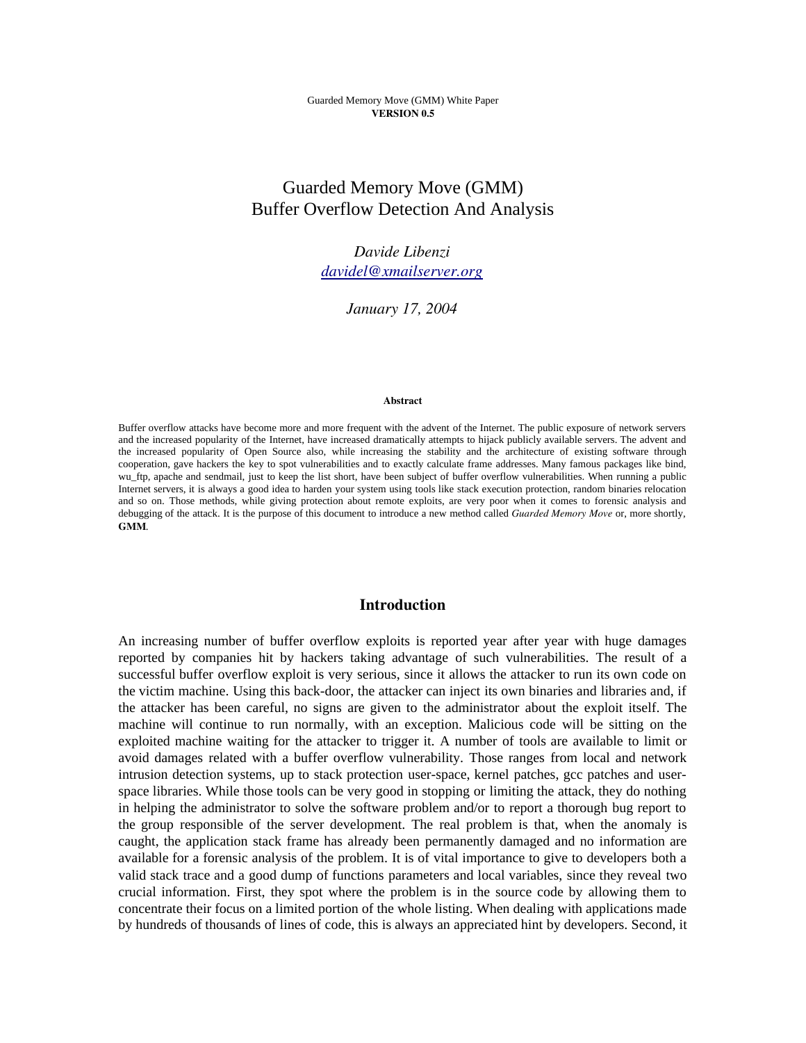Guarded Memory Move (GMM) White Paper
**VERSION 0.5**

# Guarded Memory Move (GMM) Buffer Overflow Detection And Analysis

*Davide Libenzi*
*[davidel@xmailserver.org](mailto:davidel@xmailserver.org)*

*January 17, 2004*

**Abstract**

Buffer overflow attacks have become more and more frequent with the advent of the Internet. The public exposure of network servers and the increased popularity of the Internet, have increased dramatically attempts to hijack publicly available servers. The advent and the increased popularity of Open Source also, while increasing the stability and the architecture of existing software through cooperation, gave hackers the key to spot vulnerabilities and to exactly calculate frame addresses. Many famous packages like bind, wu_ftp, apache and sendmail, just to keep the list short, have been subject of buffer overflow vulnerabilities. When running a public Internet servers, it is always a good idea to harden your system using tools like stack execution protection, random binaries relocation and so on. Those methods, while giving protection about remote exploits, are very poor when it comes to forensic analysis and debugging of the attack. It is the purpose of this document to introduce a new method called *Guarded Memory Move* or, more shortly, **GMM**.

## Introduction

An increasing number of buffer overflow exploits is reported year after year with huge damages reported by companies hit by hackers taking advantage of such vulnerabilities. The result of a successful buffer overflow exploit is very serious, since it allows the attacker to run its own code on the victim machine. Using this back-door, the attacker can inject its own binaries and libraries and, if the attacker has been careful, no signs are given to the administrator about the exploit itself. The machine will continue to run normally, with an exception. Malicious code will be sitting on the exploited machine waiting for the attacker to trigger it. A number of tools are available to limit or avoid damages related with a buffer overflow vulnerability. Those ranges from local and network intrusion detection systems, up to stack protection user-space, kernel patches, gcc patches and user-space libraries. While those tools can be very good in stopping or limiting the attack, they do nothing in helping the administrator to solve the software problem and/or to report a thorough bug report to the group responsible of the server development. The real problem is that, when the anomaly is caught, the application stack frame has already been permanently damaged and no information are available for a forensic analysis of the problem. It is of vital importance to give to developers both a valid stack trace and a good dump of functions parameters and local variables, since they reveal two crucial information. First, they spot where the problem is in the source code by allowing them to concentrate their focus on a limited portion of the whole listing. When dealing with applications made by hundreds of thousands of lines of code, this is always an appreciated hint by developers. Second, it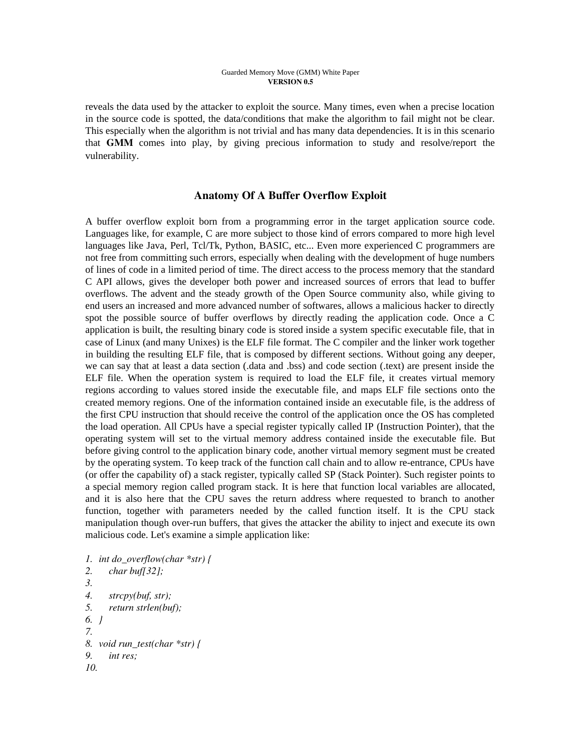reveals the data used by the attacker to exploit the source. Many times, even when a precise location in the source code is spotted, the data/conditions that make the algorithm to fail might not be clear. This especially when the algorithm is not trivial and has many data dependencies. It is in this scenario that **GMM** comes into play, by giving precious information to study and resolve/report the vulnerability.

## Anatomy Of A Buffer Overflow Exploit

A buffer overflow exploit born from a programming error in the target application source code. Languages like, for example, C are more subject to those kind of errors compared to more high level languages like Java, Perl, Tcl/Tk, Python, BASIC, etc... Even more experienced C programmers are not free from committing such errors, especially when dealing with the development of huge numbers of lines of code in a limited period of time. The direct access to the process memory that the standard C API allows, gives the developer both power and increased sources of errors that lead to buffer overflows. The advent and the steady growth of the Open Source community also, while giving to end users an increased and more advanced number of softwares, allows a malicious hacker to directly spot the possible source of buffer overflows by directly reading the application code. Once a C application is built, the resulting binary code is stored inside a system specific executable file, that in case of Linux (and many Unixes) is the ELF file format. The C compiler and the linker work together in building the resulting ELF file, that is composed by different sections. Without going any deeper, we can say that at least a data section (.data and .bss) and code section (.text) are present inside the ELF file. When the operation system is required to load the ELF file, it creates virtual memory regions according to values stored inside the executable file, and maps ELF file sections onto the created memory regions. One of the information contained inside an executable file, is the address of the first CPU instruction that should receive the control of the application once the OS has completed the load operation. All CPUs have a special register typically called IP (Instruction Pointer), that the operating system will set to the virtual memory address contained inside the executable file. But before giving control to the application binary code, another virtual memory segment must be created by the operating system. To keep track of the function call chain and to allow re-entrance, CPUs have (or offer the capability of) a stack register, typically called SP (Stack Pointer). Such register points to a special memory region called program stack. It is here that function local variables are allocated, and it is also here that the CPU saves the return address where requested to branch to another function, together with parameters needed by the called function itself. It is the CPU stack manipulation though over-run buffers, that gives the attacker the ability to inject and execute its own malicious code. Let's examine a simple application like:

```
1.  int do_overflow(char *str) {
2.      char buf[32];
3.
4.      strcpy(buf, str);
5.      return strlen(buf);
6.  }
7.
8.  void run_test(char *str) {
9.      int res;
10.
```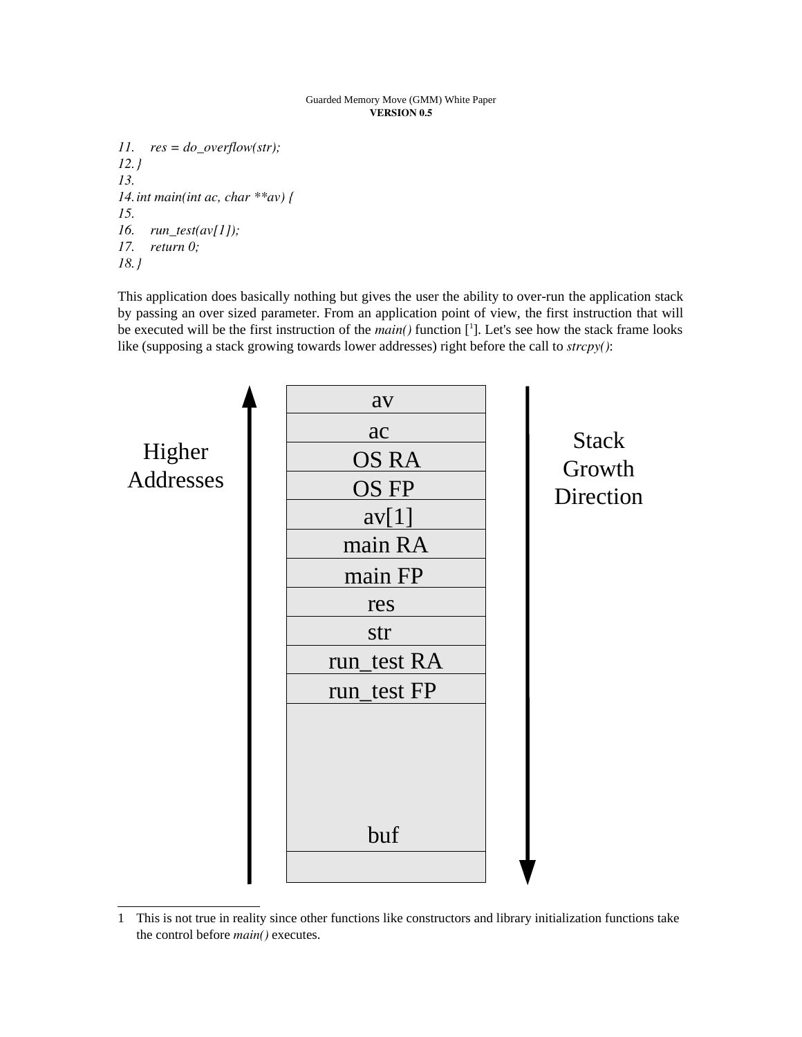```
11.    res = do_overflow(str);
12. }
13.
14. int main(int ac, char **av) {
15.
16.    run_test(av[1]);
17.    return 0;
18. }
```

This application does basically nothing but gives the user the ability to over-run the application stack by passing an over sized parameter. From an application point of view, the first instruction that will be executed will be the first instruction of the *main()* function [1]. Let's see how the stack frame looks like (supposing a stack growing towards lower addresses) right before the call to *strcpy()*:

| Higher Addresses ↑ |
| --- |
| av |
| ac |
| OS RA |
| OS FP |
| av[1] |
| main RA |
| main FP |
| res |
| str |
| run_test RA |
| run_test FP |
| buf |
| |

Stack Growth Direction ↓

1 This is not true in reality since other functions like constructors and library initialization functions take the control before *main()* executes.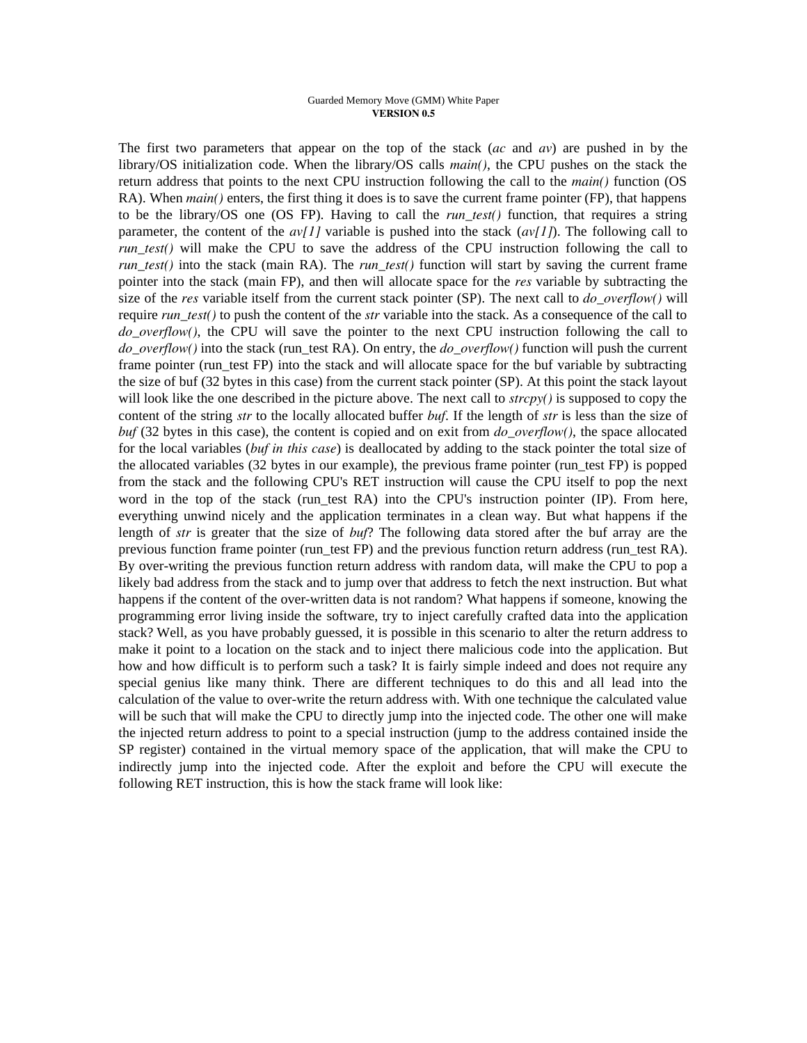The first two parameters that appear on the top of the stack (*ac* and *av*) are pushed in by the library/OS initialization code. When the library/OS calls *main()*, the CPU pushes on the stack the return address that points to the next CPU instruction following the call to the *main()* function (OS RA). When *main()* enters, the first thing it does is to save the current frame pointer (FP), that happens to be the library/OS one (OS FP). Having to call the *run_test()* function, that requires a string parameter, the content of the *av[1]* variable is pushed into the stack (*av[1]*). The following call to *run_test()* will make the CPU to save the address of the CPU instruction following the call to *run_test()* into the stack (main RA). The *run_test()* function will start by saving the current frame pointer into the stack (main FP), and then will allocate space for the *res* variable by subtracting the size of the *res* variable itself from the current stack pointer (SP). The next call to *do_overflow()* will require *run_test()* to push the content of the *str* variable into the stack. As a consequence of the call to *do_overflow()*, the CPU will save the pointer to the next CPU instruction following the call to *do_overflow()* into the stack (run_test RA). On entry, the *do_overflow()* function will push the current frame pointer (run_test FP) into the stack and will allocate space for the buf variable by subtracting the size of buf (32 bytes in this case) from the current stack pointer (SP). At this point the stack layout will look like the one described in the picture above. The next call to *strcpy()* is supposed to copy the content of the string *str* to the locally allocated buffer *buf*. If the length of *str* is less than the size of *buf* (32 bytes in this case), the content is copied and on exit from *do_overflow()*, the space allocated for the local variables (*buf in this case*) is deallocated by adding to the stack pointer the total size of the allocated variables (32 bytes in our example), the previous frame pointer (run_test FP) is popped from the stack and the following CPU's RET instruction will cause the CPU itself to pop the next word in the top of the stack (run_test RA) into the CPU's instruction pointer (IP). From here, everything unwind nicely and the application terminates in a clean way. But what happens if the length of *str* is greater that the size of *buf*? The following data stored after the buf array are the previous function frame pointer (run_test FP) and the previous function return address (run_test RA). By over-writing the previous function return address with random data, will make the CPU to pop a likely bad address from the stack and to jump over that address to fetch the next instruction. But what happens if the content of the over-written data is not random? What happens if someone, knowing the programming error living inside the software, try to inject carefully crafted data into the application stack? Well, as you have probably guessed, it is possible in this scenario to alter the return address to make it point to a location on the stack and to inject there malicious code into the application. But how and how difficult is to perform such a task? It is fairly simple indeed and does not require any special genius like many think. There are different techniques to do this and all lead into the calculation of the value to over-write the return address with. With one technique the calculated value will be such that will make the CPU to directly jump into the injected code. The other one will make the injected return address to point to a special instruction (jump to the address contained inside the SP register) contained in the virtual memory space of the application, that will make the CPU to indirectly jump into the injected code. After the exploit and before the CPU will execute the following RET instruction, this is how the stack frame will look like: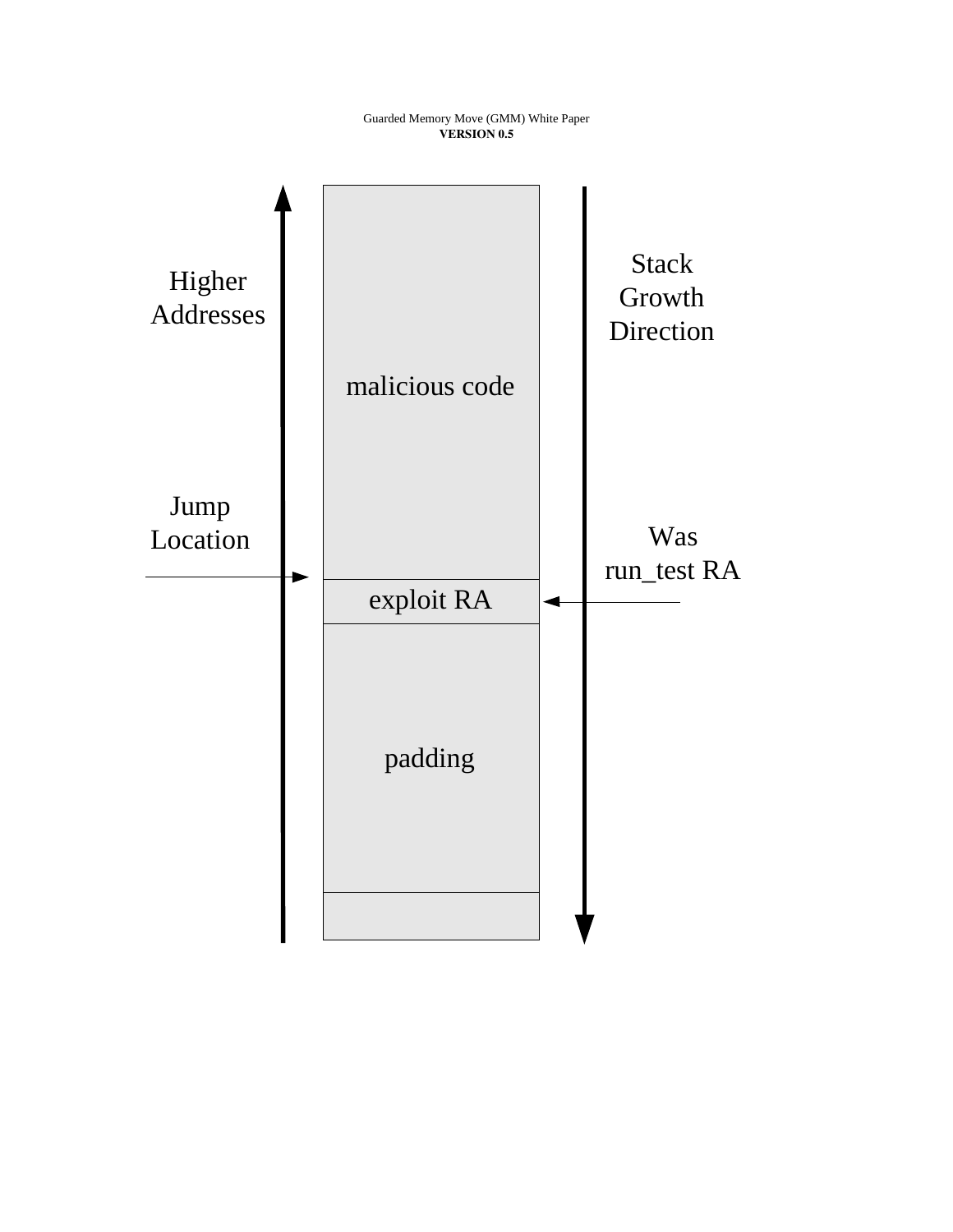Higher Addresses

Stack Growth Direction

malicious code

Jump Location

Was run_test RA

exploit RA

padding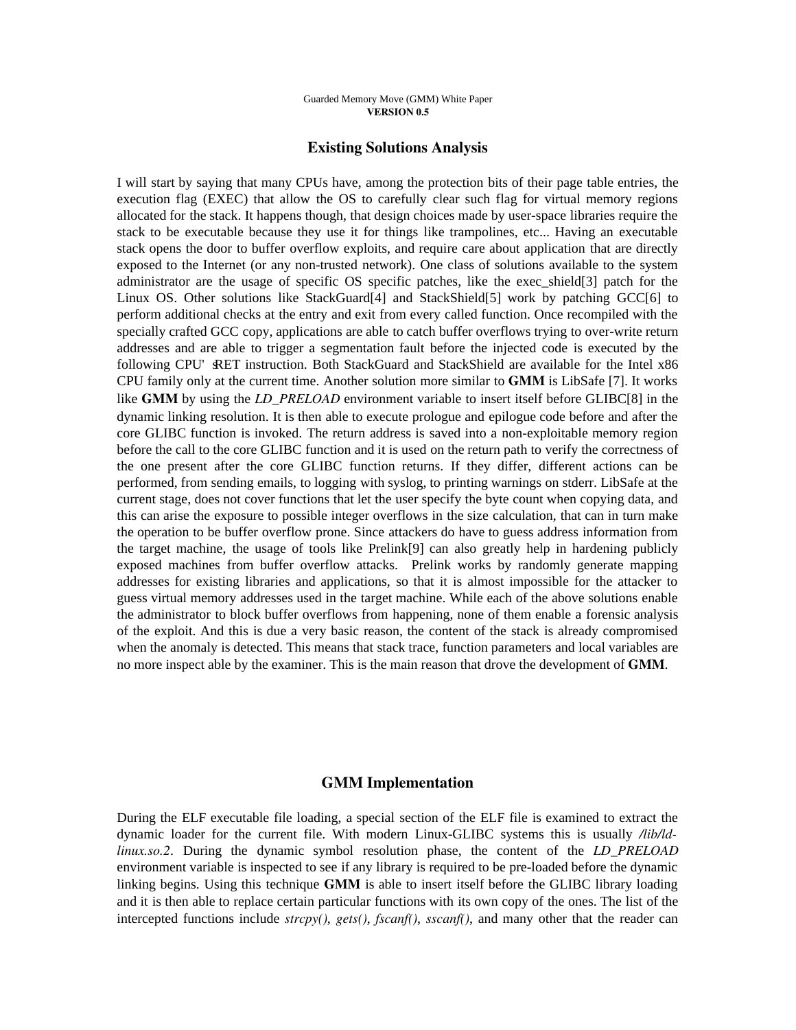## Existing Solutions Analysis

I will start by saying that many CPUs have, among the protection bits of their page table entries, the execution flag (EXEC) that allow the OS to carefully clear such flag for virtual memory regions allocated for the stack. It happens though, that design choices made by user-space libraries require the stack to be executable because they use it for things like trampolines, etc... Having an executable stack opens the door to buffer overflow exploits, and require care about application that are directly exposed to the Internet (or any non-trusted network). One class of solutions available to the system administrator are the usage of specific OS specific patches, like the exec_shield[3] patch for the Linux OS. Other solutions like StackGuard[4] and StackShield[5] work by patching GCC[6] to perform additional checks at the entry and exit from every called function. Once recompiled with the specially crafted GCC copy, applications are able to catch buffer overflows trying to over-write return addresses and are able to trigger a segmentation fault before the injected code is executed by the following CPU's RET instruction. Both StackGuard and StackShield are available for the Intel x86 CPU family only at the current time. Another solution more similar to **GMM** is LibSafe [7]. It works like **GMM** by using the *LD_PRELOAD* environment variable to insert itself before GLIBC[8] in the dynamic linking resolution. It is then able to execute prologue and epilogue code before and after the core GLIBC function is invoked. The return address is saved into a non-exploitable memory region before the call to the core GLIBC function and it is used on the return path to verify the correctness of the one present after the core GLIBC function returns. If they differ, different actions can be performed, from sending emails, to logging with syslog, to printing warnings on stderr. LibSafe at the current stage, does not cover functions that let the user specify the byte count when copying data, and this can arise the exposure to possible integer overflows in the size calculation, that can in turn make the operation to be buffer overflow prone. Since attackers do have to guess address information from the target machine, the usage of tools like Prelink[9] can also greatly help in hardening publicly exposed machines from buffer overflow attacks. Prelink works by randomly generate mapping addresses for existing libraries and applications, so that it is almost impossible for the attacker to guess virtual memory addresses used in the target machine. While each of the above solutions enable the administrator to block buffer overflows from happening, none of them enable a forensic analysis of the exploit. And this is due a very basic reason, the content of the stack is already compromised when the anomaly is detected. This means that stack trace, function parameters and local variables are no more inspect able by the examiner. This is the main reason that drove the development of **GMM**.

## GMM Implementation

During the ELF executable file loading, a special section of the ELF file is examined to extract the dynamic loader for the current file. With modern Linux-GLIBC systems this is usually */lib/ld-linux.so.2*. During the dynamic symbol resolution phase, the content of the *LD_PRELOAD* environment variable is inspected to see if any library is required to be pre-loaded before the dynamic linking begins. Using this technique **GMM** is able to insert itself before the GLIBC library loading and it is then able to replace certain particular functions with its own copy of the ones. The list of the intercepted functions include *strcpy()*, *gets()*, *fscanf()*, *sscanf()*, and many other that the reader can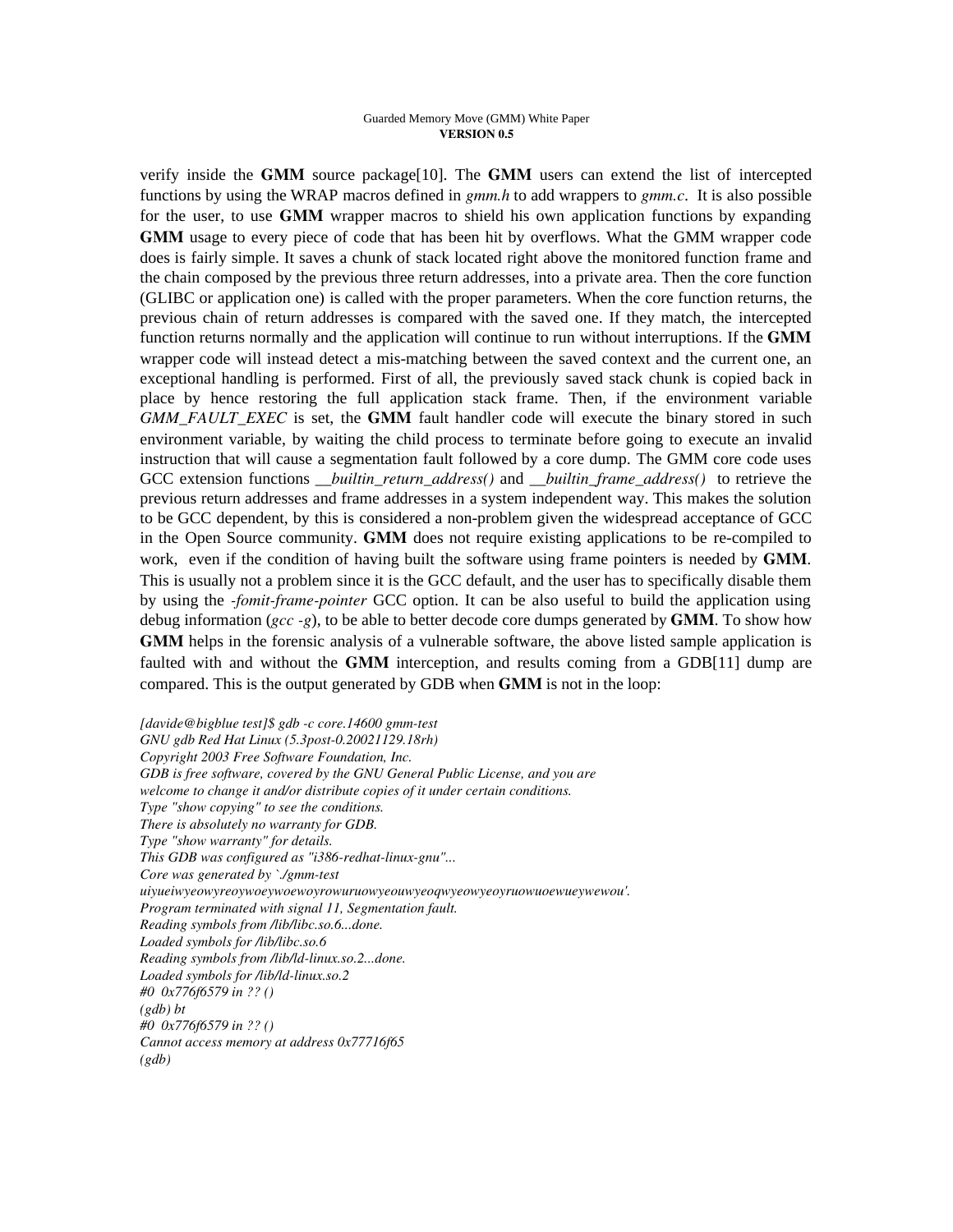verify inside the **GMM** source package[10]. The **GMM** users can extend the list of intercepted functions by using the WRAP macros defined in *gmm.h* to add wrappers to *gmm.c*. It is also possible for the user, to use **GMM** wrapper macros to shield his own application functions by expanding **GMM** usage to every piece of code that has been hit by overflows. What the GMM wrapper code does is fairly simple. It saves a chunk of stack located right above the monitored function frame and the chain composed by the previous three return addresses, into a private area. Then the core function (GLIBC or application one) is called with the proper parameters. When the core function returns, the previous chain of return addresses is compared with the saved one. If they match, the intercepted function returns normally and the application will continue to run without interruptions. If the **GMM** wrapper code will instead detect a mis-matching between the saved context and the current one, an exceptional handling is performed. First of all, the previously saved stack chunk is copied back in place by hence restoring the full application stack frame. Then, if the environment variable *GMM_FAULT_EXEC* is set, the **GMM** fault handler code will execute the binary stored in such environment variable, by waiting the child process to terminate before going to execute an invalid instruction that will cause a segmentation fault followed by a core dump. The GMM core code uses GCC extension functions *__builtin_return_address()* and *__builtin_frame_address()* to retrieve the previous return addresses and frame addresses in a system independent way. This makes the solution to be GCC dependent, by this is considered a non-problem given the widespread acceptance of GCC in the Open Source community. **GMM** does not require existing applications to be re-compiled to work, even if the condition of having built the software using frame pointers is needed by **GMM**. This is usually not a problem since it is the GCC default, and the user has to specifically disable them by using the *-fomit-frame-pointer* GCC option. It can be also useful to build the application using debug information (*gcc -g*), to be able to better decode core dumps generated by **GMM**. To show how **GMM** helps in the forensic analysis of a vulnerable software, the above listed sample application is faulted with and without the **GMM** interception, and results coming from a GDB[11] dump are compared. This is the output generated by GDB when **GMM** is not in the loop:

```
[davide@bigblue test]$ gdb -c core.14600 gmm-test
GNU gdb Red Hat Linux (5.3post-0.20021129.18rh)
Copyright 2003 Free Software Foundation, Inc.
GDB is free software, covered by the GNU General Public License, and you are
welcome to change it and/or distribute copies of it under certain conditions.
Type "show copying" to see the conditions.
There is absolutely no warranty for GDB.
Type "show warranty" for details.
This GDB was configured as "i386-redhat-linux-gnu"...
Core was generated by `./gmm-test
uiyueiwyeowyreoywoeywoewoyrowuruowyeouwyeoqwyeowyeoyruowuoewueywewou'.
Program terminated with signal 11, Segmentation fault.
Reading symbols from /lib/libc.so.6...done.
Loaded symbols for /lib/libc.so.6
Reading symbols from /lib/ld-linux.so.2...done.
Loaded symbols for /lib/ld-linux.so.2
#0  0x776f6579 in ?? ()
(gdb) bt
#0  0x776f6579 in ?? ()
Cannot access memory at address 0x77716f65
(gdb)
```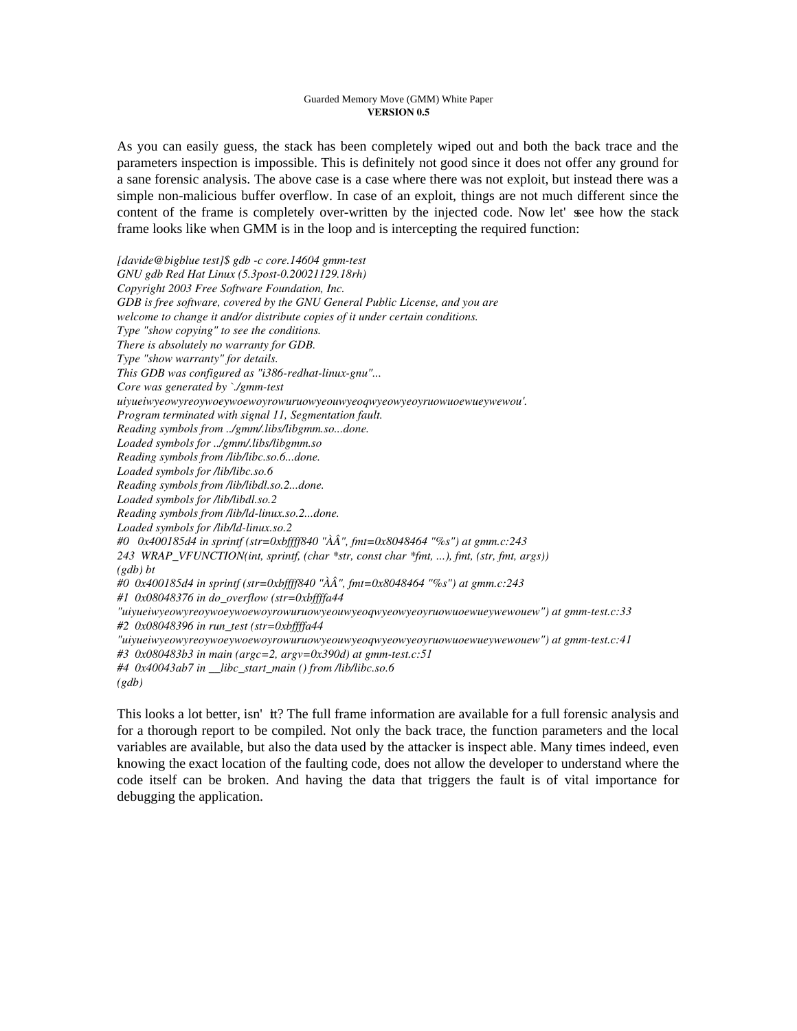As you can easily guess, the stack has been completely wiped out and both the back trace and the parameters inspection is impossible. This is definitely not good since it does not offer any ground for a sane forensic analysis. The above case is a case where there was not exploit, but instead there was a simple non-malicious buffer overflow. In case of an exploit, things are not much different since the content of the frame is completely over-written by the injected code. Now let's see how the stack frame looks like when GMM is in the loop and is intercepting the required function:

```
[davide@bigblue test]$ gdb -c core.14604 gmm-test
GNU gdb Red Hat Linux (5.3post-0.20021129.18rh)
Copyright 2003 Free Software Foundation, Inc.
GDB is free software, covered by the GNU General Public License, and you are
welcome to change it and/or distribute copies of it under certain conditions.
Type "show copying" to see the conditions.
There is absolutely no warranty for GDB.
Type "show warranty" for details.
This GDB was configured as "i386-redhat-linux-gnu"...
Core was generated by `./gmm-test
uiyueiwyeowyreoywoeywoewoyrowuruowyeouwyeoqwyeowyeoyruowuoewueywewou'.
Program terminated with signal 11, Segmentation fault.
Reading symbols from ../gmm/.libs/libgmm.so...done.
Loaded symbols for ../gmm/.libs/libgmm.so
Reading symbols from /lib/libc.so.6...done.
Loaded symbols for /lib/libc.so.6
Reading symbols from /lib/libdl.so.2...done.
Loaded symbols for /lib/libdl.so.2
Reading symbols from /lib/ld-linux.so.2...done.
Loaded symbols for /lib/ld-linux.so.2
#0  0x400185d4 in sprintf (str=0xbffff840 "ÀÂ", fmt=0x8048464 "%s") at gmm.c:243
243  WRAP_VFUNCTION(int, sprintf, (char *str, const char *fmt, ...), fmt, (str, fmt, args))
(gdb) bt
#0  0x400185d4 in sprintf (str=0xbffff840 "ÀÂ", fmt=0x8048464 "%s") at gmm.c:243
#1  0x08048376 in do_overflow (str=0xbffffa44
"uiyueiwyeowyreoywoeywoewoyrowuruowyeouwyeoqwyeowyeoyruowuoewueywewouew") at gmm-test.c:33
#2  0x08048396 in run_test (str=0xbffffa44
"uiyueiwyeowyreoywoeywoewoyrowuruowyeouwyeoqwyeowyeoyruowuoewueywewouew") at gmm-test.c:41
#3  0x080483b3 in main (argc=2, argv=0x390d) at gmm-test.c:51
#4  0x40043ab7 in __libc_start_main () from /lib/libc.so.6
(gdb)
```

This looks a lot better, isn't it? The full frame information are available for a full forensic analysis and for a thorough report to be compiled. Not only the back trace, the function parameters and the local variables are available, but also the data used by the attacker is inspect able. Many times indeed, even knowing the exact location of the faulting code, does not allow the developer to understand where the code itself can be broken. And having the data that triggers the fault is of vital importance for debugging the application.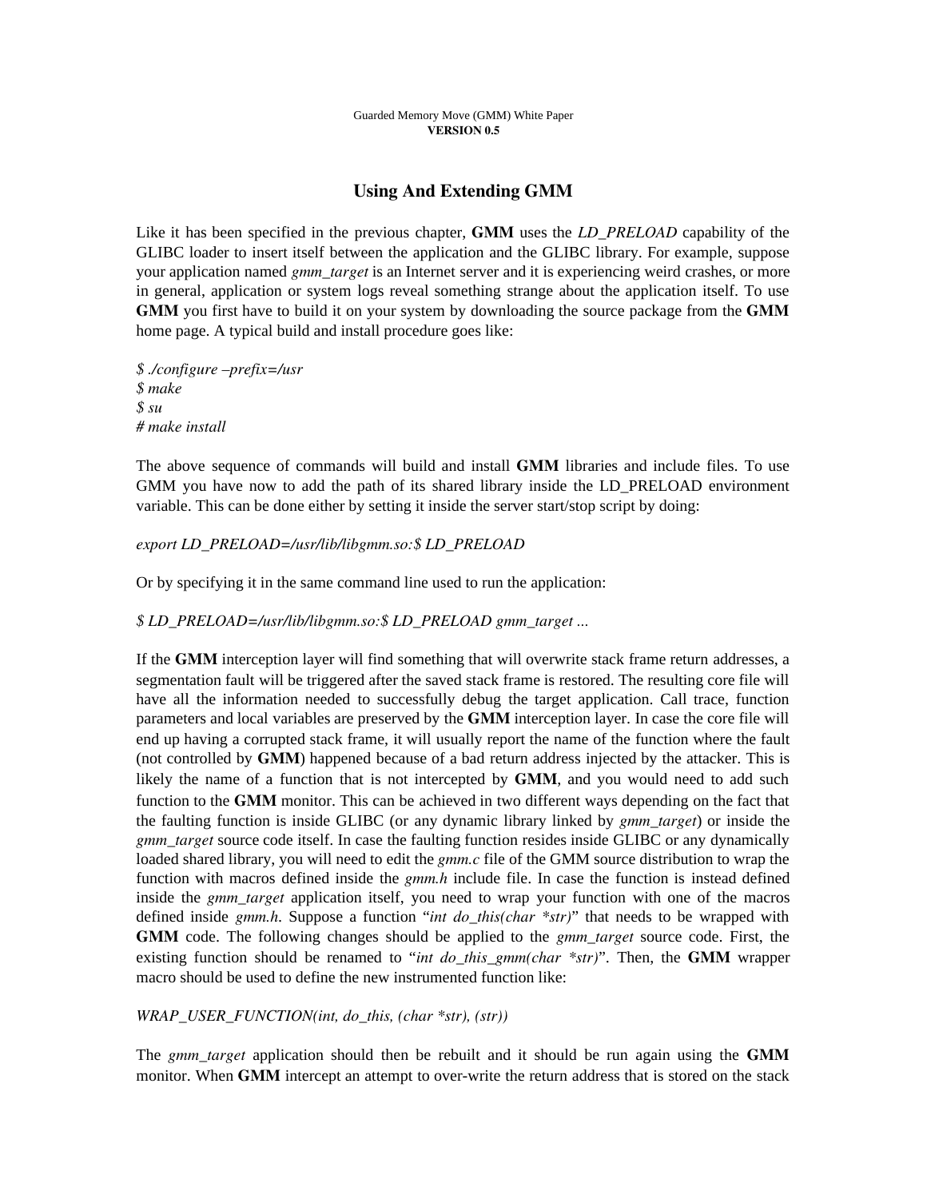Guarded Memory Move (GMM) White Paper
**VERSION 0.5**

## Using And Extending GMM

Like it has been specified in the previous chapter, **GMM** uses the *LD_PRELOAD* capability of the GLIBC loader to insert itself between the application and the GLIBC library. For example, suppose your application named *gmm_target* is an Internet server and it is experiencing weird crashes, or more in general, application or system logs reveal something strange about the application itself. To use **GMM** you first have to build it on your system by downloading the source package from the **GMM** home page. A typical build and install procedure goes like:

*$ ./configure –prefix=/usr*
*$ make*
*$ su*
*# make install*

The above sequence of commands will build and install **GMM** libraries and include files. To use GMM you have now to add the path of its shared library inside the LD_PRELOAD environment variable. This can be done either by setting it inside the server start/stop script by doing:

*export LD_PRELOAD=/usr/lib/libgmm.so:$ LD_PRELOAD*

Or by specifying it in the same command line used to run the application:

*$ LD_PRELOAD=/usr/lib/libgmm.so:$ LD_PRELOAD gmm_target ...*

If the **GMM** interception layer will find something that will overwrite stack frame return addresses, a segmentation fault will be triggered after the saved stack frame is restored. The resulting core file will have all the information needed to successfully debug the target application. Call trace, function parameters and local variables are preserved by the **GMM** interception layer. In case the core file will end up having a corrupted stack frame, it will usually report the name of the function where the fault (not controlled by **GMM**) happened because of a bad return address injected by the attacker. This is likely the name of a function that is not intercepted by **GMM**, and you would need to add such function to the **GMM** monitor. This can be achieved in two different ways depending on the fact that the faulting function is inside GLIBC (or any dynamic library linked by *gmm_target*) or inside the *gmm_target* source code itself. In case the faulting function resides inside GLIBC or any dynamically loaded shared library, you will need to edit the *gmm.c* file of the GMM source distribution to wrap the function with macros defined inside the *gmm.h* include file. In case the function is instead defined inside the *gmm_target* application itself, you need to wrap your function with one of the macros defined inside *gmm.h*. Suppose a function "*int do_this(char *str)*" that needs to be wrapped with **GMM** code. The following changes should be applied to the *gmm_target* source code. First, the existing function should be renamed to "*int do_this_gmm(char *str)*". Then, the **GMM** wrapper macro should be used to define the new instrumented function like:

*WRAP_USER_FUNCTION(int, do_this, (char *str), (str))*

The *gmm_target* application should then be rebuilt and it should be run again using the **GMM** monitor. When **GMM** intercept an attempt to over-write the return address that is stored on the stack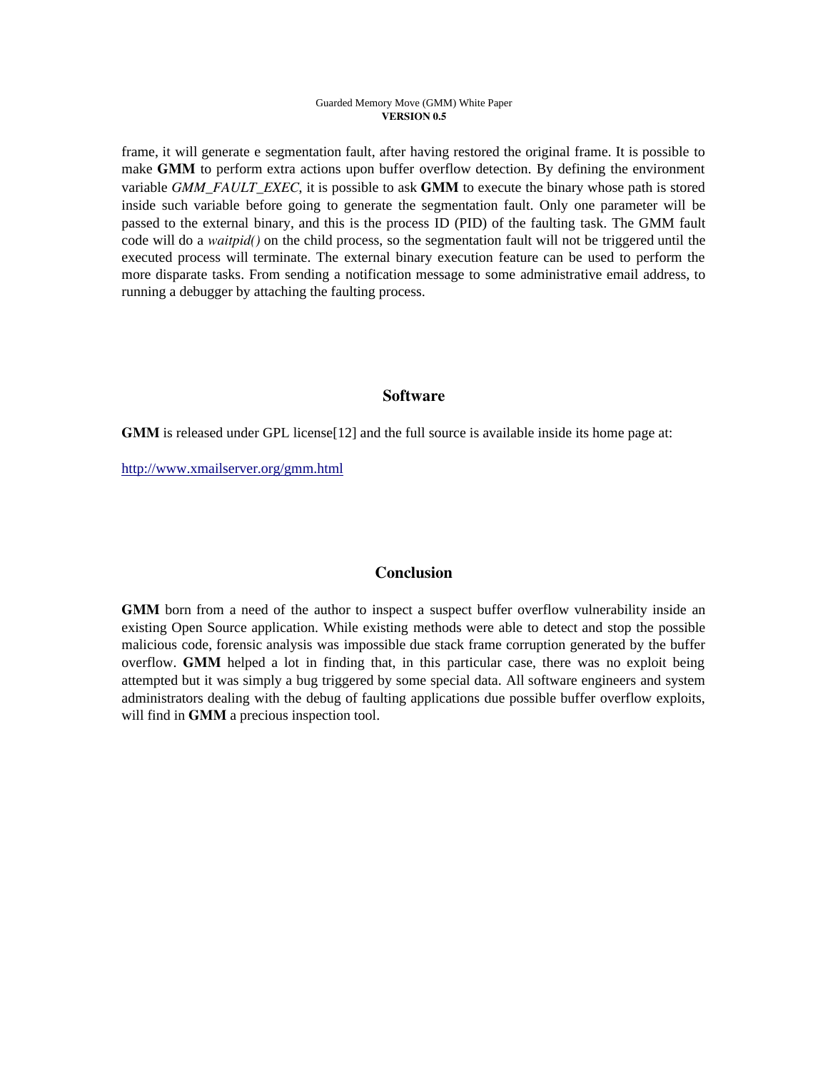frame, it will generate e segmentation fault, after having restored the original frame. It is possible to make **GMM** to perform extra actions upon buffer overflow detection. By defining the environment variable *GMM_FAULT_EXEC*, it is possible to ask **GMM** to execute the binary whose path is stored inside such variable before going to generate the segmentation fault. Only one parameter will be passed to the external binary, and this is the process ID (PID) of the faulting task. The GMM fault code will do a *waitpid()* on the child process, so the segmentation fault will not be triggered until the executed process will terminate. The external binary execution feature can be used to perform the more disparate tasks. From sending a notification message to some administrative email address, to running a debugger by attaching the faulting process.

## Software

**GMM** is released under GPL license[12] and the full source is available inside its home page at:

http://www.xmailserver.org/gmm.html

## Conclusion

**GMM** born from a need of the author to inspect a suspect buffer overflow vulnerability inside an existing Open Source application. While existing methods were able to detect and stop the possible malicious code, forensic analysis was impossible due stack frame corruption generated by the buffer overflow. **GMM** helped a lot in finding that, in this particular case, there was no exploit being attempted but it was simply a bug triggered by some special data. All software engineers and system administrators dealing with the debug of faulting applications due possible buffer overflow exploits, will find in **GMM** a precious inspection tool.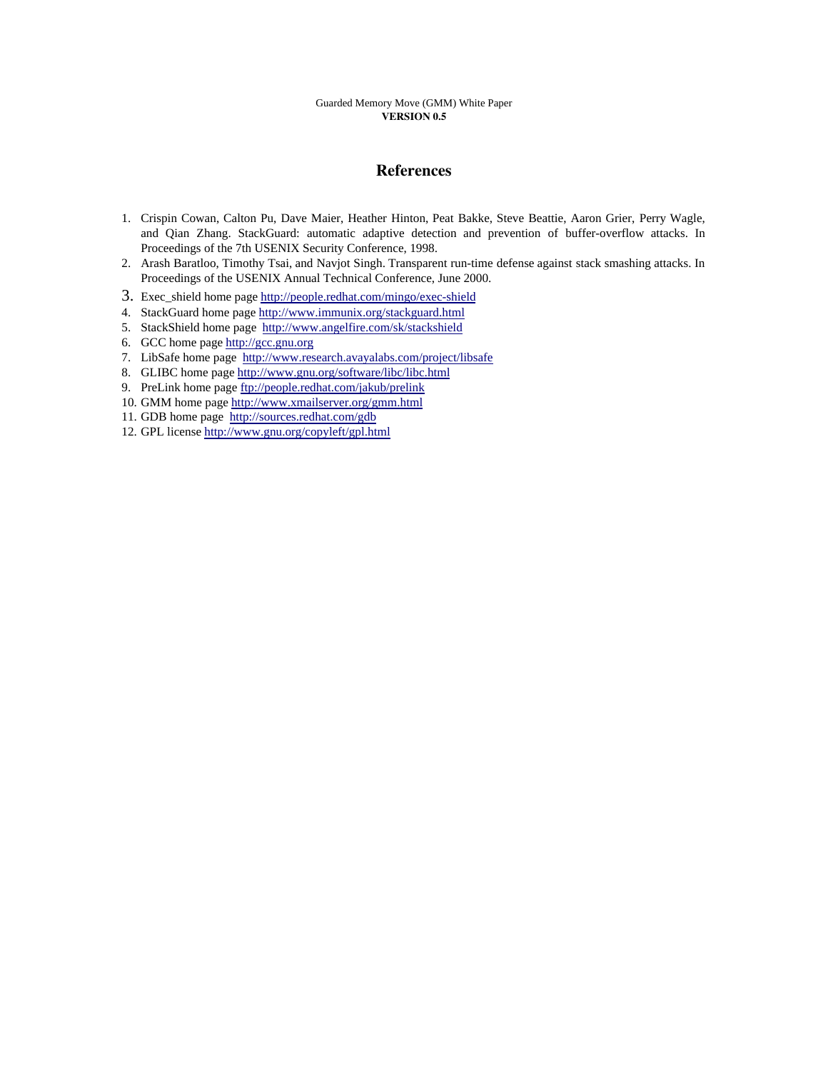# References

1. Crispin Cowan, Calton Pu, Dave Maier, Heather Hinton, Peat Bakke, Steve Beattie, Aaron Grier, Perry Wagle, and Qian Zhang. StackGuard: automatic adaptive detection and prevention of buffer-overflow attacks. In Proceedings of the 7th USENIX Security Conference, 1998.
2. Arash Baratloo, Timothy Tsai, and Navjot Singh. Transparent run-time defense against stack smashing attacks. In Proceedings of the USENIX Annual Technical Conference, June 2000.
3. Exec_shield home page http://people.redhat.com/mingo/exec-shield
4. StackGuard home page http://www.immunix.org/stackguard.html
5. StackShield home page http://www.angelfire.com/sk/stackshield
6. GCC home page http://gcc.gnu.org
7. LibSafe home page http://www.research.avayalabs.com/project/libsafe
8. GLIBC home page http://www.gnu.org/software/libc/libc.html
9. PreLink home page ftp://people.redhat.com/jakub/prelink
10. GMM home page http://www.xmailserver.org/gmm.html
11. GDB home page http://sources.redhat.com/gdb
12. GPL license http://www.gnu.org/copyleft/gpl.html